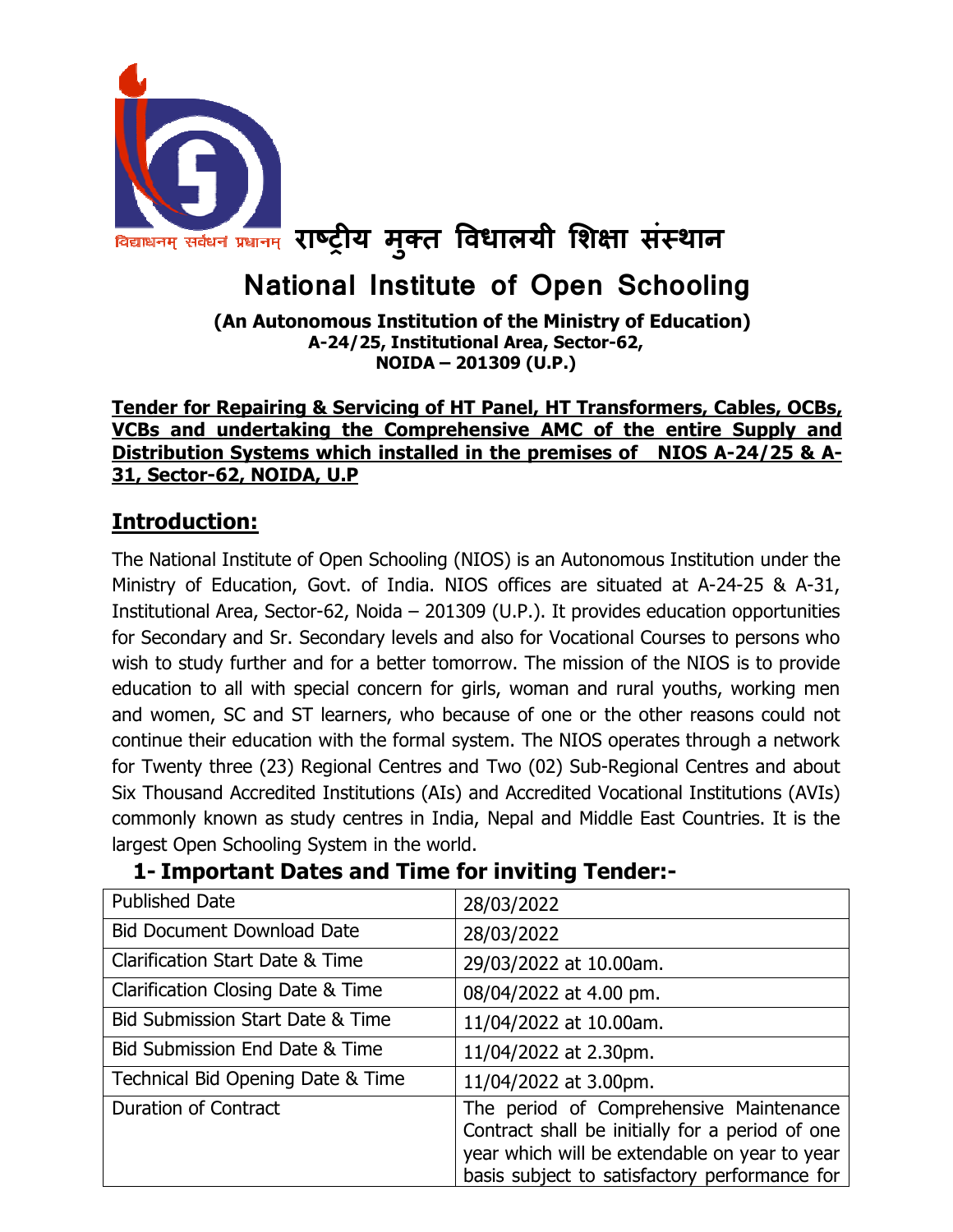विद्याधनम् सर्वधनं प्रधानम् **राष्ट्रीय मुक्त विधालयी शिक्षा संस्थान**

# National Institute of Open Schooling

**(An Autonomous Institution of the Ministry of Education)**
**A-24/25, Institutional Area, Sector-62,**
**NOIDA – 201309 (U.P.)**

**Tender for Repairing & Servicing of HT Panel, HT Transformers, Cables, OCBs, VCBs and undertaking the Comprehensive AMC of the entire Supply and Distribution Systems which installed in the premises of NIOS A-24/25 & A-31, Sector-62, NOIDA, U.P**

## Introduction:

The National Institute of Open Schooling (NIOS) is an Autonomous Institution under the Ministry of Education, Govt. of India. NIOS offices are situated at A-24-25 & A-31, Institutional Area, Sector-62, Noida – 201309 (U.P.). It provides education opportunities for Secondary and Sr. Secondary levels and also for Vocational Courses to persons who wish to study further and for a better tomorrow. The mission of the NIOS is to provide education to all with special concern for girls, woman and rural youths, working men and women, SC and ST learners, who because of one or the other reasons could not continue their education with the formal system. The NIOS operates through a network for Twenty three (23) Regional Centres and Two (02) Sub-Regional Centres and about Six Thousand Accredited Institutions (AIs) and Accredited Vocational Institutions (AVIs) commonly known as study centres in India, Nepal and Middle East Countries. It is the largest Open Schooling System in the world.

### 1- Important Dates and Time for inviting Tender:-

| | |
|---|---|
| Published Date | 28/03/2022 |
| Bid Document Download Date | 28/03/2022 |
| Clarification Start Date & Time | 29/03/2022 at 10.00am. |
| Clarification Closing Date & Time | 08/04/2022 at 4.00 pm. |
| Bid Submission Start Date & Time | 11/04/2022 at 10.00am. |
| Bid Submission End Date & Time | 11/04/2022 at 2.30pm. |
| Technical Bid Opening Date & Time | 11/04/2022 at 3.00pm. |
| Duration of Contract | The period of Comprehensive Maintenance Contract shall be initially for a period of one year which will be extendable on year to year basis subject to satisfactory performance for |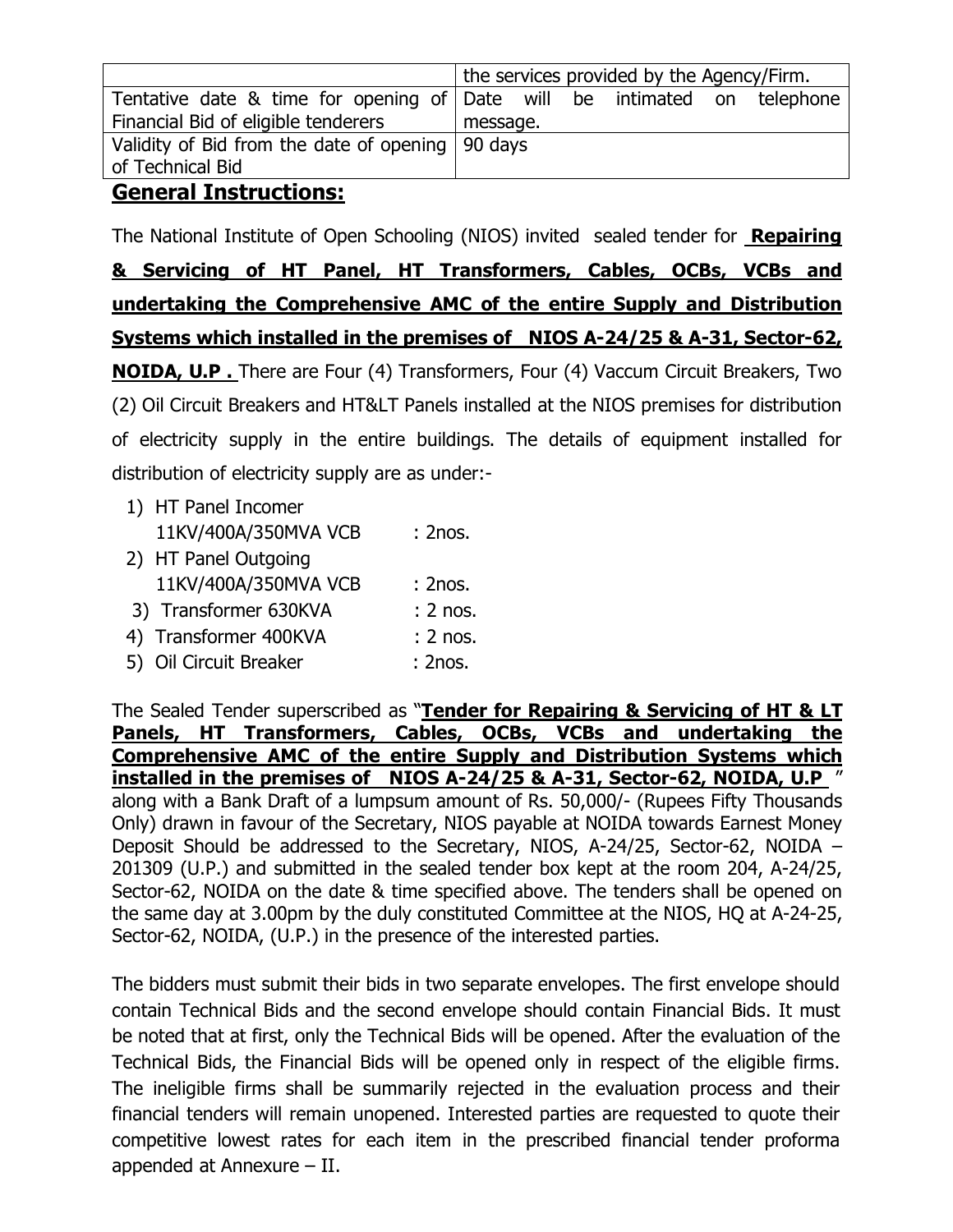| | |
|---|---|
| | the services provided by the Agency/Firm. |
| Tentative date & time for opening of Financial Bid of eligible tenderers | Date will be intimated on telephone message. |
| Validity of Bid from the date of opening of Technical Bid | 90 days |

## General Instructions:

The National Institute of Open Schooling (NIOS) invited sealed tender for **Repairing & Servicing of HT Panel, HT Transformers, Cables, OCBs, VCBs and undertaking the Comprehensive AMC of the entire Supply and Distribution Systems which installed in the premises of NIOS A-24/25 & A-31, Sector-62, NOIDA, U.P .** There are Four (4) Transformers, Four (4) Vaccum Circuit Breakers, Two (2) Oil Circuit Breakers and HT&LT Panels installed at the NIOS premises for distribution of electricity supply in the entire buildings. The details of equipment installed for distribution of electricity supply are as under:-

1) HT Panel Incomer
   11KV/400A/350MVA VCB : 2nos.
2) HT Panel Outgoing
   11KV/400A/350MVA VCB : 2nos.
3) Transformer 630KVA : 2 nos.
4) Transformer 400KVA : 2 nos.
5) Oil Circuit Breaker : 2nos.

The Sealed Tender superscribed as "**Tender for Repairing & Servicing of HT & LT Panels, HT Transformers, Cables, OCBs, VCBs and undertaking the Comprehensive AMC of the entire Supply and Distribution Systems which installed in the premises of NIOS A-24/25 & A-31, Sector-62, NOIDA, U.P** " along with a Bank Draft of a lumpsum amount of Rs. 50,000/- (Rupees Fifty Thousands Only) drawn in favour of the Secretary, NIOS payable at NOIDA towards Earnest Money Deposit Should be addressed to the Secretary, NIOS, A-24/25, Sector-62, NOIDA – 201309 (U.P.) and submitted in the sealed tender box kept at the room 204, A-24/25, Sector-62, NOIDA on the date & time specified above. The tenders shall be opened on the same day at 3.00pm by the duly constituted Committee at the NIOS, HQ at A-24-25, Sector-62, NOIDA, (U.P.) in the presence of the interested parties.

The bidders must submit their bids in two separate envelopes. The first envelope should contain Technical Bids and the second envelope should contain Financial Bids. It must be noted that at first, only the Technical Bids will be opened. After the evaluation of the Technical Bids, the Financial Bids will be opened only in respect of the eligible firms. The ineligible firms shall be summarily rejected in the evaluation process and their financial tenders will remain unopened. Interested parties are requested to quote their competitive lowest rates for each item in the prescribed financial tender proforma appended at Annexure – II.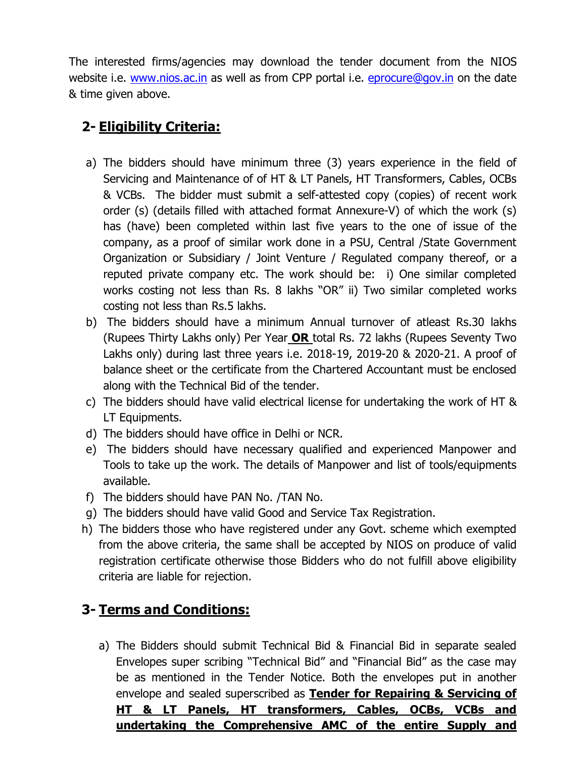The interested firms/agencies may download the tender document from the NIOS website i.e. www.nios.ac.in as well as from CPP portal i.e. eprocure@gov.in on the date & time given above.

## 2- Eligibility Criteria:

a) The bidders should have minimum three (3) years experience in the field of Servicing and Maintenance of of HT & LT Panels, HT Transformers, Cables, OCBs & VCBs. The bidder must submit a self-attested copy (copies) of recent work order (s) (details filled with attached format Annexure-V) of which the work (s) has (have) been completed within last five years to the one of issue of the company, as a proof of similar work done in a PSU, Central /State Government Organization or Subsidiary / Joint Venture / Regulated company thereof, or a reputed private company etc. The work should be: i) One similar completed works costing not less than Rs. 8 lakhs "OR" ii) Two similar completed works costing not less than Rs.5 lakhs.

b) The bidders should have a minimum Annual turnover of atleast Rs.30 lakhs (Rupees Thirty Lakhs only) Per Year **OR** total Rs. 72 lakhs (Rupees Seventy Two Lakhs only) during last three years i.e. 2018-19, 2019-20 & 2020-21. A proof of balance sheet or the certificate from the Chartered Accountant must be enclosed along with the Technical Bid of the tender.

c) The bidders should have valid electrical license for undertaking the work of HT & LT Equipments.

d) The bidders should have office in Delhi or NCR.

e) The bidders should have necessary qualified and experienced Manpower and Tools to take up the work. The details of Manpower and list of tools/equipments available.

f) The bidders should have PAN No. /TAN No.

g) The bidders should have valid Good and Service Tax Registration.

h) The bidders those who have registered under any Govt. scheme which exempted from the above criteria, the same shall be accepted by NIOS on produce of valid registration certificate otherwise those Bidders who do not fulfill above eligibility criteria are liable for rejection.

## 3- Terms and Conditions:

a) The Bidders should submit Technical Bid & Financial Bid in separate sealed Envelopes super scribing "Technical Bid" and "Financial Bid" as the case may be as mentioned in the Tender Notice. Both the envelopes put in another envelope and sealed superscribed as **Tender for Repairing & Servicing of HT & LT Panels, HT transformers, Cables, OCBs, VCBs and undertaking the Comprehensive AMC of the entire Supply and**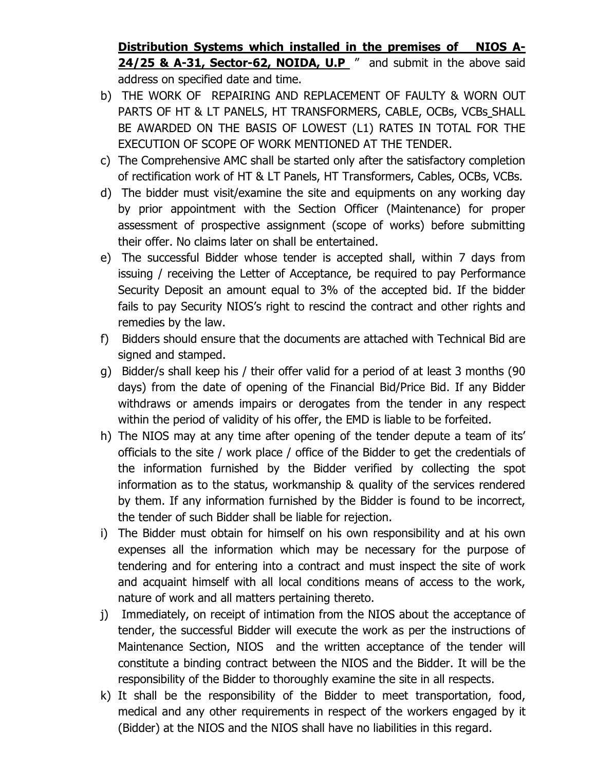**Distribution Systems which installed in the premises of NIOS A-24/25 & A-31, Sector-62, NOIDA, U.P** " and submit in the above said address on specified date and time.

b) THE WORK OF REPAIRING AND REPLACEMENT OF FAULTY & WORN OUT PARTS OF HT & LT PANELS, HT TRANSFORMERS, CABLE, OCBs, VCBs SHALL BE AWARDED ON THE BASIS OF LOWEST (L1) RATES IN TOTAL FOR THE EXECUTION OF SCOPE OF WORK MENTIONED AT THE TENDER.

c) The Comprehensive AMC shall be started only after the satisfactory completion of rectification work of HT & LT Panels, HT Transformers, Cables, OCBs, VCBs.

d) The bidder must visit/examine the site and equipments on any working day by prior appointment with the Section Officer (Maintenance) for proper assessment of prospective assignment (scope of works) before submitting their offer. No claims later on shall be entertained.

e) The successful Bidder whose tender is accepted shall, within 7 days from issuing / receiving the Letter of Acceptance, be required to pay Performance Security Deposit an amount equal to 3% of the accepted bid. If the bidder fails to pay Security NIOS's right to rescind the contract and other rights and remedies by the law.

f) Bidders should ensure that the documents are attached with Technical Bid are signed and stamped.

g) Bidder/s shall keep his / their offer valid for a period of at least 3 months (90 days) from the date of opening of the Financial Bid/Price Bid. If any Bidder withdraws or amends impairs or derogates from the tender in any respect within the period of validity of his offer, the EMD is liable to be forfeited.

h) The NIOS may at any time after opening of the tender depute a team of its' officials to the site / work place / office of the Bidder to get the credentials of the information furnished by the Bidder verified by collecting the spot information as to the status, workmanship & quality of the services rendered by them. If any information furnished by the Bidder is found to be incorrect, the tender of such Bidder shall be liable for rejection.

i) The Bidder must obtain for himself on his own responsibility and at his own expenses all the information which may be necessary for the purpose of tendering and for entering into a contract and must inspect the site of work and acquaint himself with all local conditions means of access to the work, nature of work and all matters pertaining thereto.

j) Immediately, on receipt of intimation from the NIOS about the acceptance of tender, the successful Bidder will execute the work as per the instructions of Maintenance Section, NIOS and the written acceptance of the tender will constitute a binding contract between the NIOS and the Bidder. It will be the responsibility of the Bidder to thoroughly examine the site in all respects.

k) It shall be the responsibility of the Bidder to meet transportation, food, medical and any other requirements in respect of the workers engaged by it (Bidder) at the NIOS and the NIOS shall have no liabilities in this regard.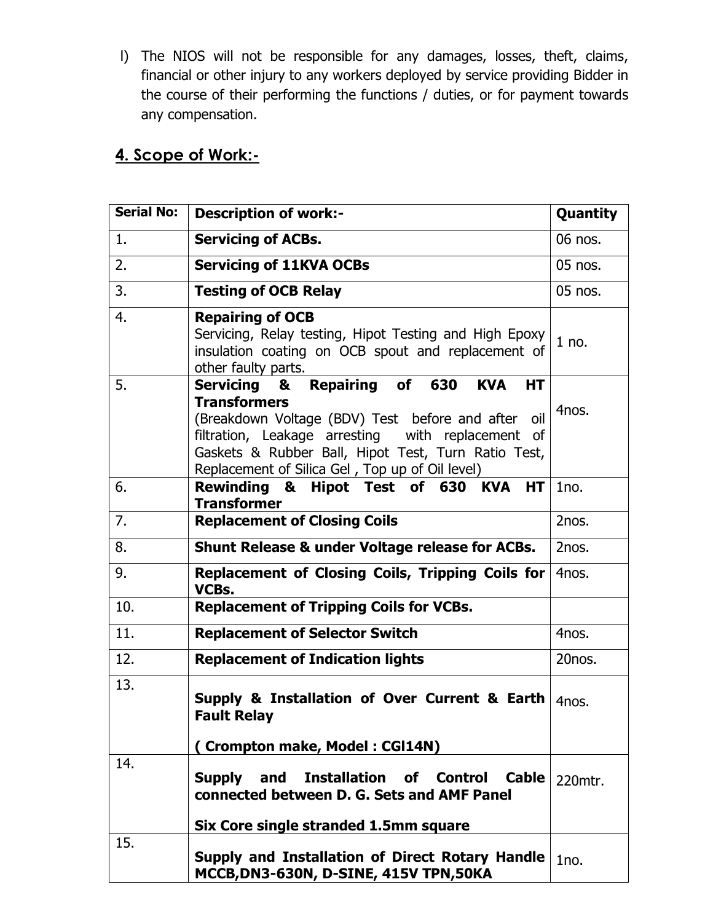l) The NIOS will not be responsible for any damages, losses, theft, claims, financial or other injury to any workers deployed by service providing Bidder in the course of their performing the functions / duties, or for payment towards any compensation.

## 4. Scope of Work:-

| Serial No: | Description of work:- | Quantity |
|---|---|---|
| 1. | **Servicing of ACBs.** | 06 nos. |
| 2. | **Servicing of 11KVA OCBs** | 05 nos. |
| 3. | **Testing of OCB Relay** | 05 nos. |
| 4. | **Repairing of OCB** Servicing, Relay testing, Hipot Testing and High Epoxy insulation coating on OCB spout and replacement of other faulty parts. | 1 no. |
| 5. | **Servicing & Repairing of 630 KVA HT Transformers** (Breakdown Voltage (BDV) Test before and after oil filtration, Leakage arresting with replacement of Gaskets & Rubber Ball, Hipot Test, Turn Ratio Test, Replacement of Silica Gel , Top up of Oil level) | 4nos. |
| 6. | **Rewinding & Hipot Test of 630 KVA HT Transformer** | 1no. |
| 7. | **Replacement of Closing Coils** | 2nos. |
| 8. | **Shunt Release & under Voltage release for ACBs.** | 2nos. |
| 9. | **Replacement of Closing Coils, Tripping Coils for VCBs.** | 4nos. |
| 10. | **Replacement of Tripping Coils for VCBs.** | |
| 11. | **Replacement of Selector Switch** | 4nos. |
| 12. | **Replacement of Indication lights** | 20nos. |
| 13. | **Supply & Installation of Over Current & Earth Fault Relay** **( Crompton make, Model : CGI14N)** | 4nos. |
| 14. | **Supply and Installation of Control Cable connected between D. G. Sets and AMF Panel** **Six Core single stranded 1.5mm square** | 220mtr. |
| 15. | **Supply and Installation of Direct Rotary Handle MCCB,DN3-630N, D-SINE, 415V TPN,50KA** | 1no. |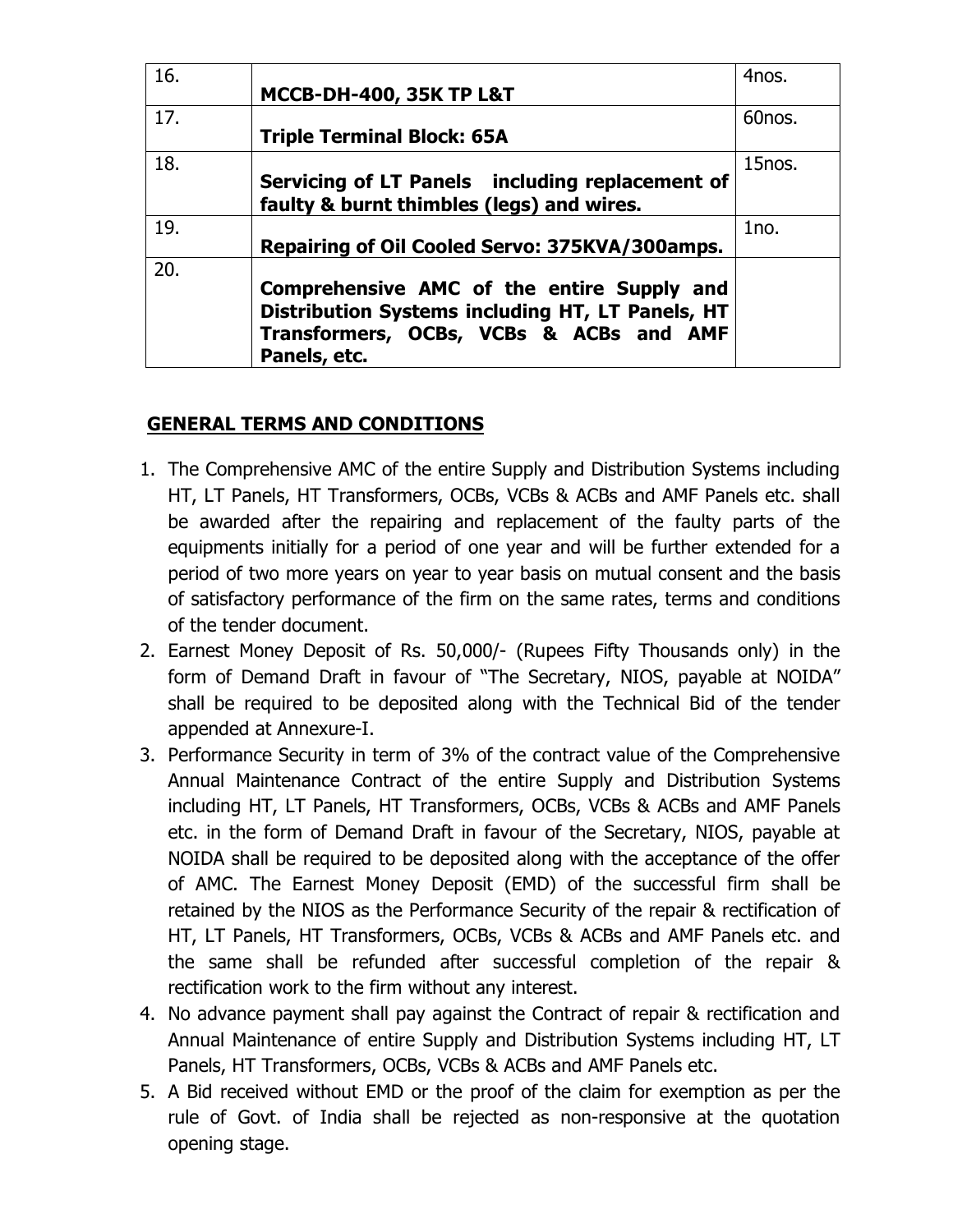| 16. | **MCCB-DH-400, 35K TP L&T** | 4nos. |
|---|---|---|
| 17. | **Triple Terminal Block: 65A** | 60nos. |
| 18. | **Servicing of LT Panels including replacement of faulty & burnt thimbles (legs) and wires.** | 15nos. |
| 19. | **Repairing of Oil Cooled Servo: 375KVA/300amps.** | 1no. |
| 20. | **Comprehensive AMC of the entire Supply and Distribution Systems including HT, LT Panels, HT Transformers, OCBs, VCBs & ACBs and AMF Panels, etc.** | |

## GENERAL TERMS AND CONDITIONS

1. The Comprehensive AMC of the entire Supply and Distribution Systems including HT, LT Panels, HT Transformers, OCBs, VCBs & ACBs and AMF Panels etc. shall be awarded after the repairing and replacement of the faulty parts of the equipments initially for a period of one year and will be further extended for a period of two more years on year to year basis on mutual consent and the basis of satisfactory performance of the firm on the same rates, terms and conditions of the tender document.
2. Earnest Money Deposit of Rs. 50,000/- (Rupees Fifty Thousands only) in the form of Demand Draft in favour of "The Secretary, NIOS, payable at NOIDA" shall be required to be deposited along with the Technical Bid of the tender appended at Annexure-I.
3. Performance Security in term of 3% of the contract value of the Comprehensive Annual Maintenance Contract of the entire Supply and Distribution Systems including HT, LT Panels, HT Transformers, OCBs, VCBs & ACBs and AMF Panels etc. in the form of Demand Draft in favour of the Secretary, NIOS, payable at NOIDA shall be required to be deposited along with the acceptance of the offer of AMC. The Earnest Money Deposit (EMD) of the successful firm shall be retained by the NIOS as the Performance Security of the repair & rectification of HT, LT Panels, HT Transformers, OCBs, VCBs & ACBs and AMF Panels etc. and the same shall be refunded after successful completion of the repair & rectification work to the firm without any interest.
4. No advance payment shall pay against the Contract of repair & rectification and Annual Maintenance of entire Supply and Distribution Systems including HT, LT Panels, HT Transformers, OCBs, VCBs & ACBs and AMF Panels etc.
5. A Bid received without EMD or the proof of the claim for exemption as per the rule of Govt. of India shall be rejected as non-responsive at the quotation opening stage.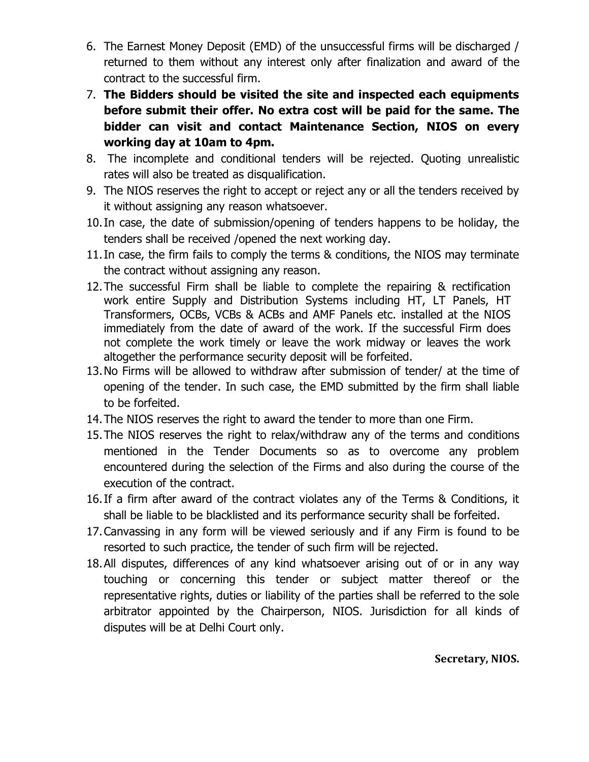6. The Earnest Money Deposit (EMD) of the unsuccessful firms will be discharged / returned to them without any interest only after finalization and award of the contract to the successful firm.
7. **The Bidders should be visited the site and inspected each equipments before submit their offer. No extra cost will be paid for the same. The bidder can visit and contact Maintenance Section, NIOS on every working day at 10am to 4pm.**
8. The incomplete and conditional tenders will be rejected. Quoting unrealistic rates will also be treated as disqualification.
9. The NIOS reserves the right to accept or reject any or all the tenders received by it without assigning any reason whatsoever.
10. In case, the date of submission/opening of tenders happens to be holiday, the tenders shall be received /opened the next working day.
11. In case, the firm fails to comply the terms & conditions, the NIOS may terminate the contract without assigning any reason.
12. The successful Firm shall be liable to complete the repairing & rectification work entire Supply and Distribution Systems including HT, LT Panels, HT Transformers, OCBs, VCBs & ACBs and AMF Panels etc. installed at the NIOS immediately from the date of award of the work. If the successful Firm does not complete the work timely or leave the work midway or leaves the work altogether the performance security deposit will be forfeited.
13. No Firms will be allowed to withdraw after submission of tender/ at the time of opening of the tender. In such case, the EMD submitted by the firm shall liable to be forfeited.
14. The NIOS reserves the right to award the tender to more than one Firm.
15. The NIOS reserves the right to relax/withdraw any of the terms and conditions mentioned in the Tender Documents so as to overcome any problem encountered during the selection of the Firms and also during the course of the execution of the contract.
16. If a firm after award of the contract violates any of the Terms & Conditions, it shall be liable to be blacklisted and its performance security shall be forfeited.
17. Canvassing in any form will be viewed seriously and if any Firm is found to be resorted to such practice, the tender of such firm will be rejected.
18. All disputes, differences of any kind whatsoever arising out of or in any way touching or concerning this tender or subject matter thereof or the representative rights, duties or liability of the parties shall be referred to the sole arbitrator appointed by the Chairperson, NIOS. Jurisdiction for all kinds of disputes will be at Delhi Court only.

**Secretary, NIOS.**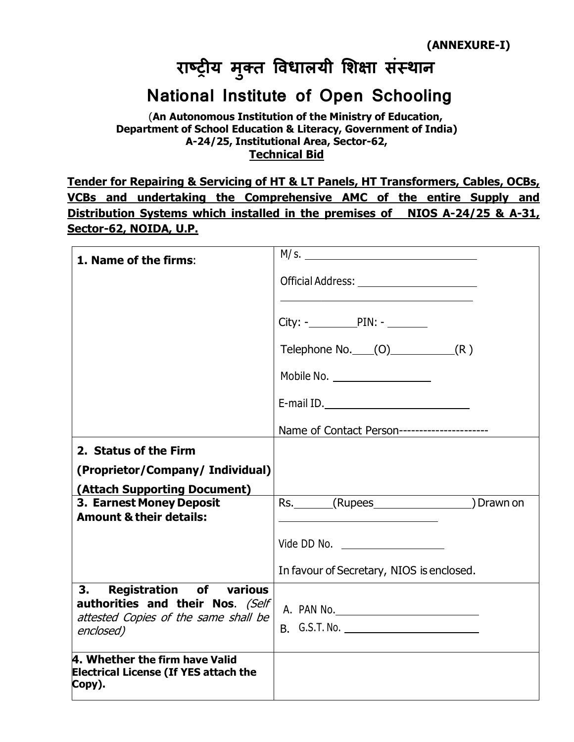**(ANNEXURE-I)**

# राष्ट्रीय मुक्त विधालयी शिक्षा संस्थान

## National Institute of Open Schooling

(**An Autonomous Institution of the Ministry of Education, Department of School Education & Literacy, Government of India)**
**A-24/25, Institutional Area, Sector-62,**
**Technical Bid**

**Tender for Repairing & Servicing of HT & LT Panels, HT Transformers, Cables, OCBs, VCBs and undertaking the Comprehensive AMC of the entire Supply and Distribution Systems which installed in the premises of NIOS A-24/25 & A-31, Sector-62, NOIDA, U.P.**

| | |
|---|---|
| **1. Name of the firms**: | M/s. ______________________<br><br>Official Address: ______________________<br>______________________<br><br>City: -________PIN: - _______<br><br>Telephone No.____(O)__________(R )<br><br>Mobile No. ______________<br><br>E-mail ID.______________________<br><br>Name of Contact Person--------------------- |
| **2. Status of the Firm (Proprietor/Company/ Individual) (Attach Supporting Document)** | |
| **3. Earnest Money Deposit Amount & their details:** | Rs._______(Rupees________________) Drawn on ______________________<br><br>Vide DD No. ______________<br><br>In favour of Secretary, NIOS is enclosed. |
| **3. Registration of various authorities and their Nos**. *(Self attested Copies of the same shall be enclosed)* | A. PAN No.______________________<br>B. G.S.T. No. ______________________ |
| **4. Whether the firm have Valid Electrical License (If YES attach the Copy).** | |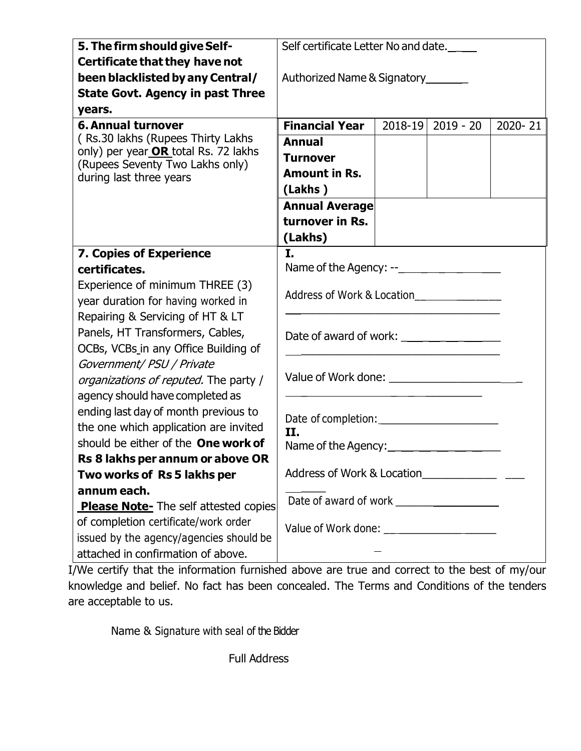| | | | | |
|---|---|---|---|---|
| **5. The firm should give Self-Certificate that they have not been blacklisted by any Central/ State Govt. Agency in past Three years.** | Self certificate Letter No and date.____<br><br>Authorized Name & Signatory_______ | | | |
| **6. Annual turnover**<br>( Rs.30 lakhs (Rupees Thirty Lakhs only) per year **OR** total Rs. 72 lakhs (Rupees Seventy Two Lakhs only) during last three years | **Financial Year** | 2018-19 | 2019 - 20 | 2020- 21 |
| | **Annual Turnover Amount in Rs. (Lakhs )** | | | |
| | **Annual Average turnover in Rs. (Lakhs)** | | | |
| **7. Copies of Experience certificates.**<br>Experience of minimum THREE (3) year duration for having worked in Repairing & Servicing of HT & LT Panels, HT Transformers, Cables, OCBs, VCBs in any Office Building of *Government/ PSU / Private organizations of reputed.* The party / agency should have completed as ending last day of month previous to the one which application are invited should be either of the **One work of Rs 8 lakhs per annum or above OR Two works of Rs 5 lakhs per annum each.**<br>**Please Note-** The self attested copies of completion certificate/work order issued by the agency/agencies should be attached in confirmation of above. | **I.**<br>Name of the Agency: --________________<br><br>Address of Work & Location______________<br>________________________________<br><br>Date of award of work: ______________<br>________________________________<br><br>Value of Work done: __________________<br>________________________________<br><br>Date of completion:__________________<br>**II.**<br>Name of the Agency:_________________<br><br>Address of Work & Location____________ ___<br>_____<br>Date of award of work ______________<br><br>Value of Work done: _________________ | | | |

I/We certify that the information furnished above are true and correct to the best of my/our knowledge and belief. No fact has been concealed. The Terms and Conditions of the tenders are acceptable to us.

Name & Signature with seal of the Bidder

Full Address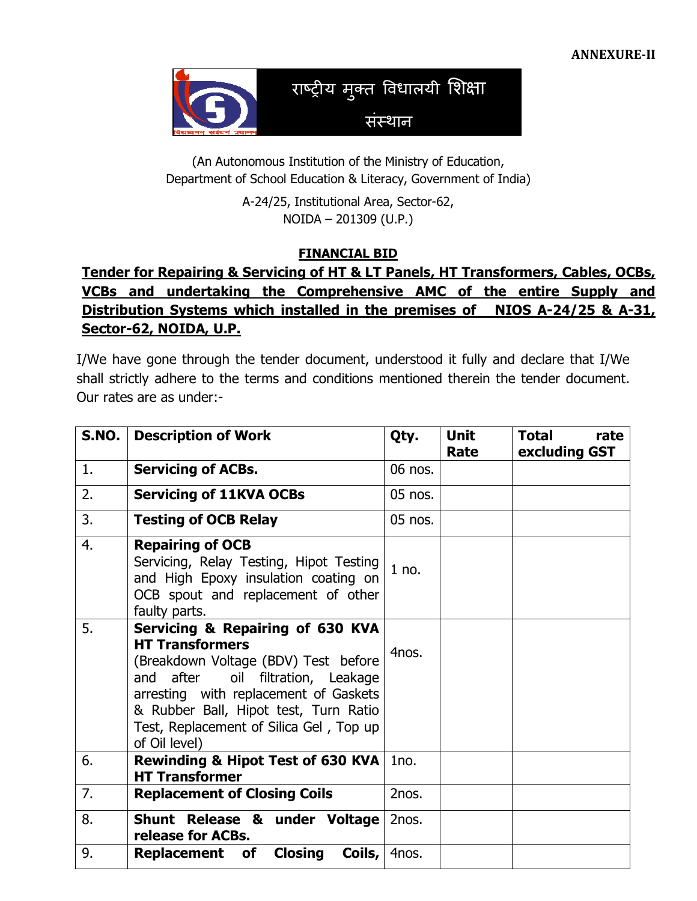**ANNEXURE-II**

राष्ट्रीय मुक्त विधालयी शिक्षा संस्थान

(An Autonomous Institution of the Ministry of Education,
Department of School Education & Literacy, Government of India)

A-24/25, Institutional Area, Sector-62,
NOIDA – 201309 (U.P.)

## FINANCIAL BID

## Tender for Repairing & Servicing of HT & LT Panels, HT Transformers, Cables, OCBs, VCBs and undertaking the Comprehensive AMC of the entire Supply and Distribution Systems which installed in the premises of NIOS A-24/25 & A-31, Sector-62, NOIDA, U.P.

I/We have gone through the tender document, understood it fully and declare that I/We shall strictly adhere to the terms and conditions mentioned therein the tender document. Our rates are as under:-

| S.NO. | Description of Work | Qty. | Unit Rate | Total rate excluding GST |
|---|---|---|---|---|
| 1. | **Servicing of ACBs.** | 06 nos. | | |
| 2. | **Servicing of 11KVA OCBs** | 05 nos. | | |
| 3. | **Testing of OCB Relay** | 05 nos. | | |
| 4. | **Repairing of OCB** Servicing, Relay Testing, Hipot Testing and High Epoxy insulation coating on OCB spout and replacement of other faulty parts. | 1 no. | | |
| 5. | **Servicing & Repairing of 630 KVA HT Transformers** (Breakdown Voltage (BDV) Test before and after oil filtration, Leakage arresting with replacement of Gaskets & Rubber Ball, Hipot test, Turn Ratio Test, Replacement of Silica Gel , Top up of Oil level) | 4nos. | | |
| 6. | **Rewinding & Hipot Test of 630 KVA HT Transformer** | 1no. | | |
| 7. | **Replacement of Closing Coils** | 2nos. | | |
| 8. | **Shunt Release & under Voltage release for ACBs.** | 2nos. | | |
| 9. | **Replacement of Closing Coils,** | 4nos. | | |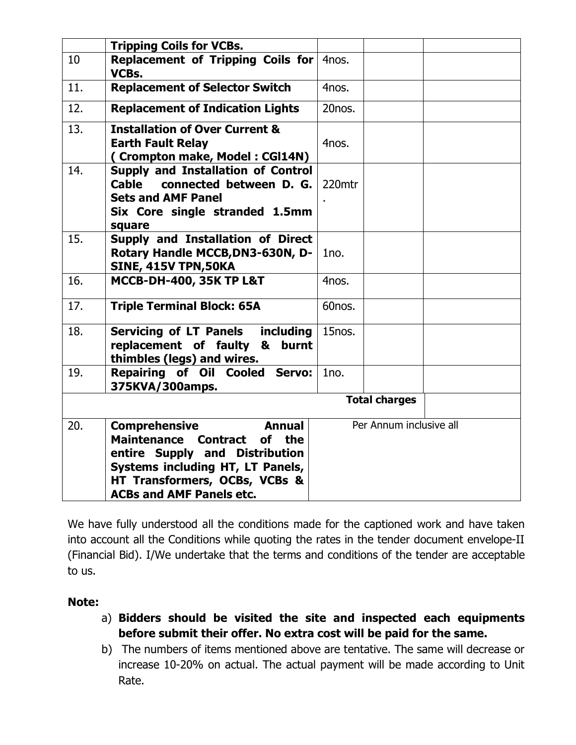| | | | | |
|---|---|---|---|---|
| | **Tripping Coils for VCBs.** | | | |
| 10 | **Replacement of Tripping Coils for VCBs.** | 4nos. | | |
| 11. | **Replacement of Selector Switch** | 4nos. | | |
| 12. | **Replacement of Indication Lights** | 20nos. | | |
| 13. | **Installation of Over Current & Earth Fault Relay ( Crompton make, Model : CGl14N)** | 4nos. | | |
| 14. | **Supply and Installation of Control Cable connected between D. G. Sets and AMF Panel Six Core single stranded 1.5mm square** | 220mtr. | | |
| 15. | **Supply and Installation of Direct Rotary Handle MCCB,DN3-630N, D-SINE, 415V TPN,50KA** | 1no. | | |
| 16. | **MCCB-DH-400, 35K TP L&T** | 4nos. | | |
| 17. | **Triple Terminal Block: 65A** | 60nos. | | |
| 18. | **Servicing of LT Panels including replacement of faulty & burnt thimbles (legs) and wires.** | 15nos. | | |
| 19. | **Repairing of Oil Cooled Servo: 375KVA/300amps.** | 1no. | | |
| | | | **Total charges** | |
| 20. | **Comprehensive Annual Maintenance Contract of the entire Supply and Distribution Systems including HT, LT Panels, HT Transformers, OCBs, VCBs & ACBs and AMF Panels etc.** | Per Annum inclusive all | | |

We have fully understood all the conditions made for the captioned work and have taken into account all the Conditions while quoting the rates in the tender document envelope-II (Financial Bid). I/We undertake that the terms and conditions of the tender are acceptable to us.

**Note:**

a) **Bidders should be visited the site and inspected each equipments before submit their offer. No extra cost will be paid for the same.**

b) The numbers of items mentioned above are tentative. The same will decrease or increase 10-20% on actual. The actual payment will be made according to Unit Rate.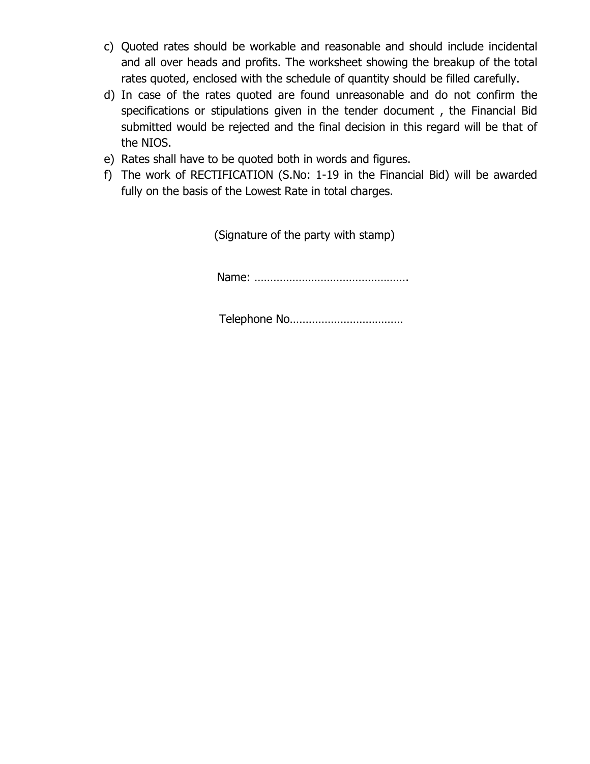c) Quoted rates should be workable and reasonable and should include incidental and all over heads and profits. The worksheet showing the breakup of the total rates quoted, enclosed with the schedule of quantity should be filled carefully.
d) In case of the rates quoted are found unreasonable and do not confirm the specifications or stipulations given in the tender document , the Financial Bid submitted would be rejected and the final decision in this regard will be that of the NIOS.
e) Rates shall have to be quoted both in words and figures.
f) The work of RECTIFICATION (S.No: 1-19 in the Financial Bid) will be awarded fully on the basis of the Lowest Rate in total charges.

(Signature of the party with stamp)

Name: ………………………………………….

Telephone No………………………………